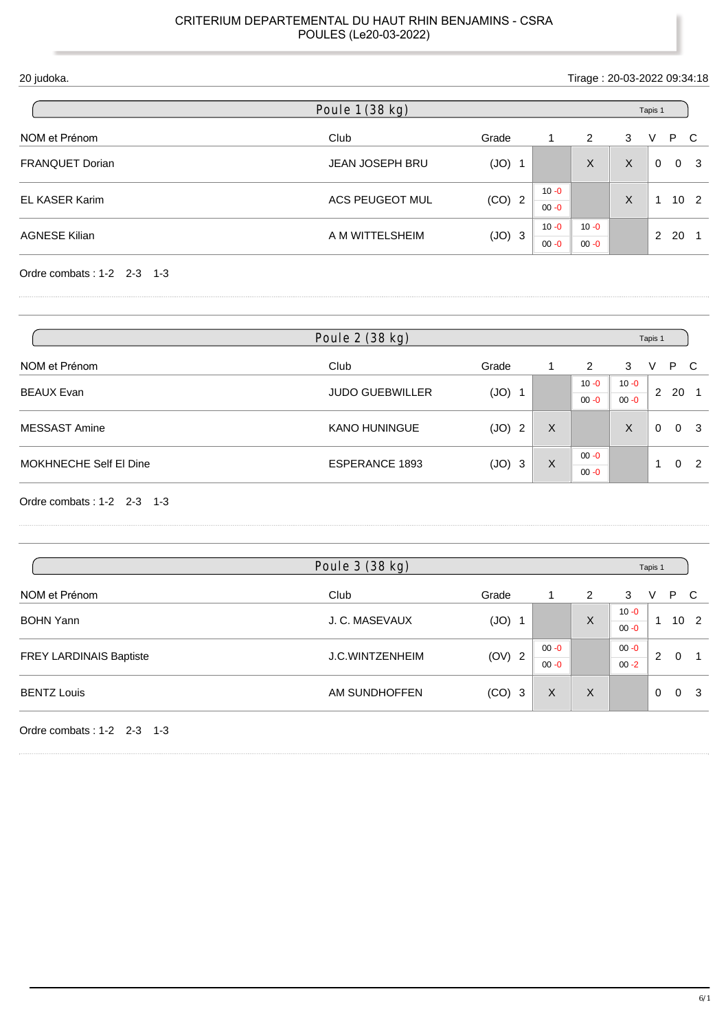CRITERIUM DEPARTEMENTAL DU HAUT RHIN BENJAMINS - CSRA
POULES (Le20-03-2022)

20 judoka. Tirage : 20-03-2022 09:34:18

## Poule 1 (38 kg)

Tapis 1

| NOM et Prénom | Club | Grade | | 1 | 2 | 3 | V | P | C |
|---|---|---|---|---|---|---|---|---|---|
| FRANQUET Dorian | JEAN JOSEPH BRU | (JO) | 1 | | X | X | 0 | 0 | 3 |
| EL KASER Karim | ACS PEUGEOT MUL | (CO) | 2 | 10 -0 / 00 -0 | | X | 1 | 10 | 2 |
| AGNESE Kilian | A M WITTELSHEIM | (JO) | 3 | 10 -0 / 00 -0 | 10 -0 / 00 -0 | | 2 | 20 | 1 |

Ordre combats : 1-2 2-3 1-3

## Poule 2 (38 kg)

Tapis 1

| NOM et Prénom | Club | Grade | | 1 | 2 | 3 | V | P | C |
|---|---|---|---|---|---|---|---|---|---|
| BEAUX Evan | JUDO GUEBWILLER | (JO) | 1 | | 10 -0 / 00 -0 | 10 -0 / 00 -0 | 2 | 20 | 1 |
| MESSAST Amine | KANO HUNINGUE | (JO) | 2 | X | | X | 0 | 0 | 3 |
| MOKHNECHE Self El Dine | ESPERANCE 1893 | (JO) | 3 | X | 00 -0 / 00 -0 | | 1 | 0 | 2 |

Ordre combats : 1-2 2-3 1-3

## Poule 3 (38 kg)

Tapis 1

| NOM et Prénom | Club | Grade | | 1 | 2 | 3 | V | P | C |
|---|---|---|---|---|---|---|---|---|---|
| BOHN Yann | J. C. MASEVAUX | (JO) | 1 | | X | 10 -0 / 00 -0 | 1 | 10 | 2 |
| FREY LARDINAIS Baptiste | J.C.WINTZENHEIM | (OV) | 2 | 00 -0 / 00 -0 | | 00 -0 / 00 -2 | 2 | 0 | 1 |
| BENTZ Louis | AM SUNDHOFFEN | (CO) | 3 | X | X | | 0 | 0 | 3 |

Ordre combats : 1-2 2-3 1-3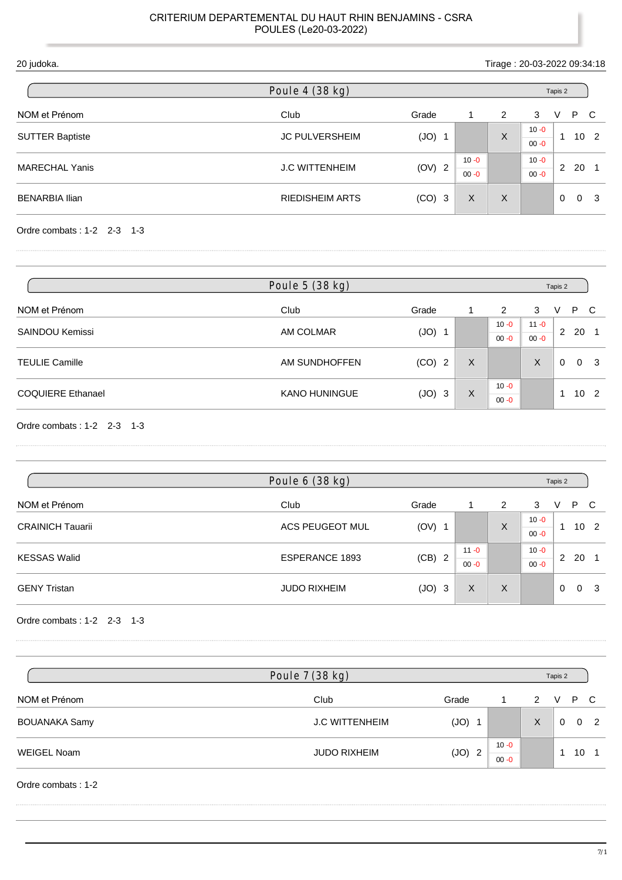CRITERIUM DEPARTEMENTAL DU HAUT RHIN BENJAMINS - CSRA
POULES (Le20-03-2022)

20 judoka.

Tirage : 20-03-2022 09:34:18

## Poule 4 (38 kg)

Tapis 2

| NOM et Prénom | Club | Grade | 1 | 2 | 3 | V | P | C |
|---|---|---|---|---|---|---|---|---|
| SUTTER Baptiste | JC PULVERSHEIM | (JO) 1 | | X | 10 -0 / 00 -0 | 1 | 10 | 2 |
| MARECHAL Yanis | J.C WITTENHEIM | (OV) 2 | 10 -0 / 00 -0 | | 10 -0 / 00 -0 | 2 | 20 | 1 |
| BENARBIA Ilian | RIEDISHEIM ARTS | (CO) 3 | X | X | | 0 | 0 | 3 |

Ordre combats : 1-2 2-3 1-3

## Poule 5 (38 kg)

Tapis 2

| NOM et Prénom | Club | Grade | 1 | 2 | 3 | V | P | C |
|---|---|---|---|---|---|---|---|---|
| SAINDOU Kemissi | AM COLMAR | (JO) 1 | | 10 -0 / 00 -0 | 11 -0 / 00 -0 | 2 | 20 | 1 |
| TEULIE Camille | AM SUNDHOFFEN | (CO) 2 | X | | X | 0 | 0 | 3 |
| COQUIERE Ethanael | KANO HUNINGUE | (JO) 3 | X | 10 -0 / 00 -0 | | 1 | 10 | 2 |

Ordre combats : 1-2 2-3 1-3

## Poule 6 (38 kg)

Tapis 2

| NOM et Prénom | Club | Grade | 1 | 2 | 3 | V | P | C |
|---|---|---|---|---|---|---|---|---|
| CRAINICH Tauarii | ACS PEUGEOT MUL | (OV) 1 | | X | 10 -0 / 00 -0 | 1 | 10 | 2 |
| KESSAS Walid | ESPERANCE 1893 | (CB) 2 | 11 -0 / 00 -0 | | 10 -0 / 00 -0 | 2 | 20 | 1 |
| GENY Tristan | JUDO RIXHEIM | (JO) 3 | X | X | | 0 | 0 | 3 |

Ordre combats : 1-2 2-3 1-3

## Poule 7 (38 kg)

Tapis 2

| NOM et Prénom | Club | Grade | 1 | 2 | V | P | C |
|---|---|---|---|---|---|---|---|
| BOUANAKA Samy | J.C WITTENHEIM | (JO) 1 | | X | 0 | 0 | 2 |
| WEIGEL Noam | JUDO RIXHEIM | (JO) 2 | 10 -0 / 00 -0 | | 1 | 10 | 1 |

Ordre combats : 1-2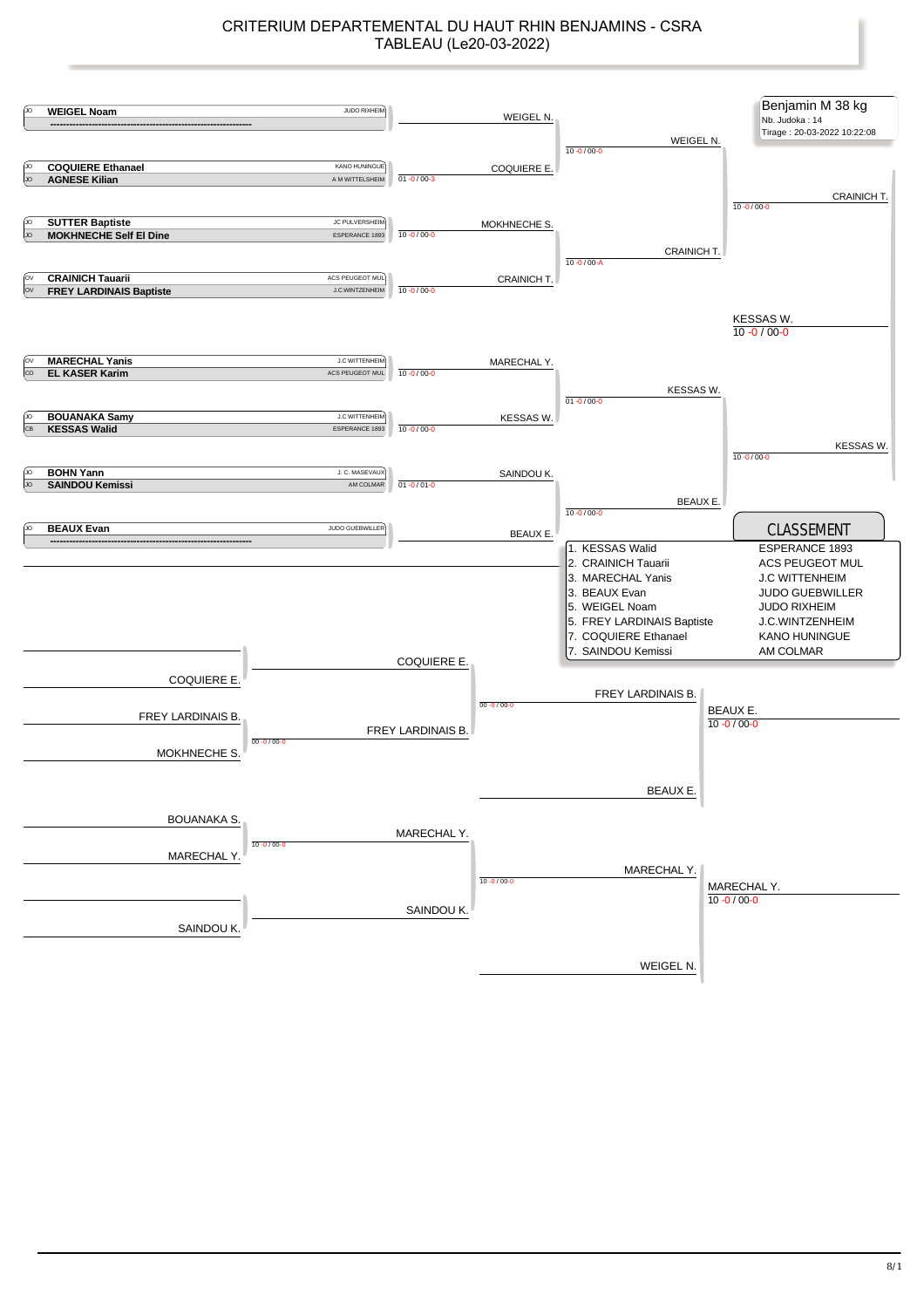# CRITERIUM DEPARTEMENTAL DU HAUT RHIN BENJAMINS - CSRA
## TABLEAU (Le20-03-2022)

**Benjamin M 38 kg**
Nb. Judoka : 14
Tirage : 20-03-2022 10:22:08

### Tableau principal

| Grade | Judoka | Club |
|---|---|---|
| JO | **WEIGEL Noam** | JUDO RIXHEIM |
| | ------------------------------------------------------------ | |
| JO | **COQUIERE Ethanael** | KANO HUNINGUE |
| JO | **AGNESE Kilian** | A M WITTELSHEIM |
| JO | **SUTTER Baptiste** | JC PULVERSHEIM |
| JO | **MOKHNECHE Self El Dine** | ESPERANCE 1893 |
| OV | **CRAINICH Tauarii** | ACS PEUGEOT MUL |
| OV | **FREY LARDINAIS Baptiste** | J.C.WINTZENHEIM |
| OV | **MARECHAL Yanis** | J.C WITTENHEIM |
| CO | **EL KASER Karim** | ACS PEUGEOT MUL |
| JO | **BOUANAKA Samy** | J.C WITTENHEIM |
| CB | **KESSAS Walid** | ESPERANCE 1893 |
| JO | **BOHN Yann** | J. C. MASEVAUX |
| JO | **SAINDOU Kemissi** | AM COLMAR |
| JO | **BEAUX Evan** | JUDO GUEBWILLER |
| | ------------------------------------------------------------ | |

**Tour 1**
- WEIGEL N. (exempt)
- COQUIERE E. — 01 -0 / 00-3
- MOKHNECHE S. — 10 -0 / 00-0
- CRAINICH T. — 10 -0 / 00-0
- MARECHAL Y. — 10 -0 / 00-0
- KESSAS W. — 10 -0 / 00-0
- SAINDOU K. — 01 -0 / 01-0
- BEAUX E. (exempt)

**Quarts de finale**
- WEIGEL N. — 10 -0 / 00-0
- CRAINICH T. — 10 -0 / 00-A
- KESSAS W. — 01 -0 / 00-0
- BEAUX E. — 10 -0 / 00-0

**Demi-finales**
- CRAINICH T. — 10 -0 / 00-0
- KESSAS W. — 10 -0 / 00-0

**Finale**
- KESSAS W. — 10 -0 / 00-0

### CLASSEMENT

| Place | Judoka | Club |
|---|---|---|
| 1. | KESSAS Walid | ESPERANCE 1893 |
| 2. | CRAINICH Tauarii | ACS PEUGEOT MUL |
| 3. | MARECHAL Yanis | J.C WITTENHEIM |
| 3. | BEAUX Evan | JUDO GUEBWILLER |
| 5. | WEIGEL Noam | JUDO RIXHEIM |
| 5. | FREY LARDINAIS Baptiste | J.C.WINTZENHEIM |
| 7. | COQUIERE Ethanael | KANO HUNINGUE |
| 7. | SAINDOU Kemissi | AM COLMAR |

### Repêchages

**Repêchage 1**
- COQUIERE E. (exempt) → COQUIERE E.
- FREY LARDINAIS B. vs MOKHNECHE S. — FREY LARDINAIS B. — 00 -0 / 00-0
- COQUIERE E. vs FREY LARDINAIS B. — FREY LARDINAIS B. — 00 -0 / 00-0
- FREY LARDINAIS B. vs BEAUX E. — BEAUX E. — 10 -0 / 00-0

**Repêchage 2**
- BOUANAKA S. vs MARECHAL Y. — MARECHAL Y. — 10 -0 / 00-0
- SAINDOU K. (exempt) → SAINDOU K.
- MARECHAL Y. vs SAINDOU K. — MARECHAL Y. — 10 -0 / 00-0
- MARECHAL Y. vs WEIGEL N. — MARECHAL Y. — 10 -0 / 00-0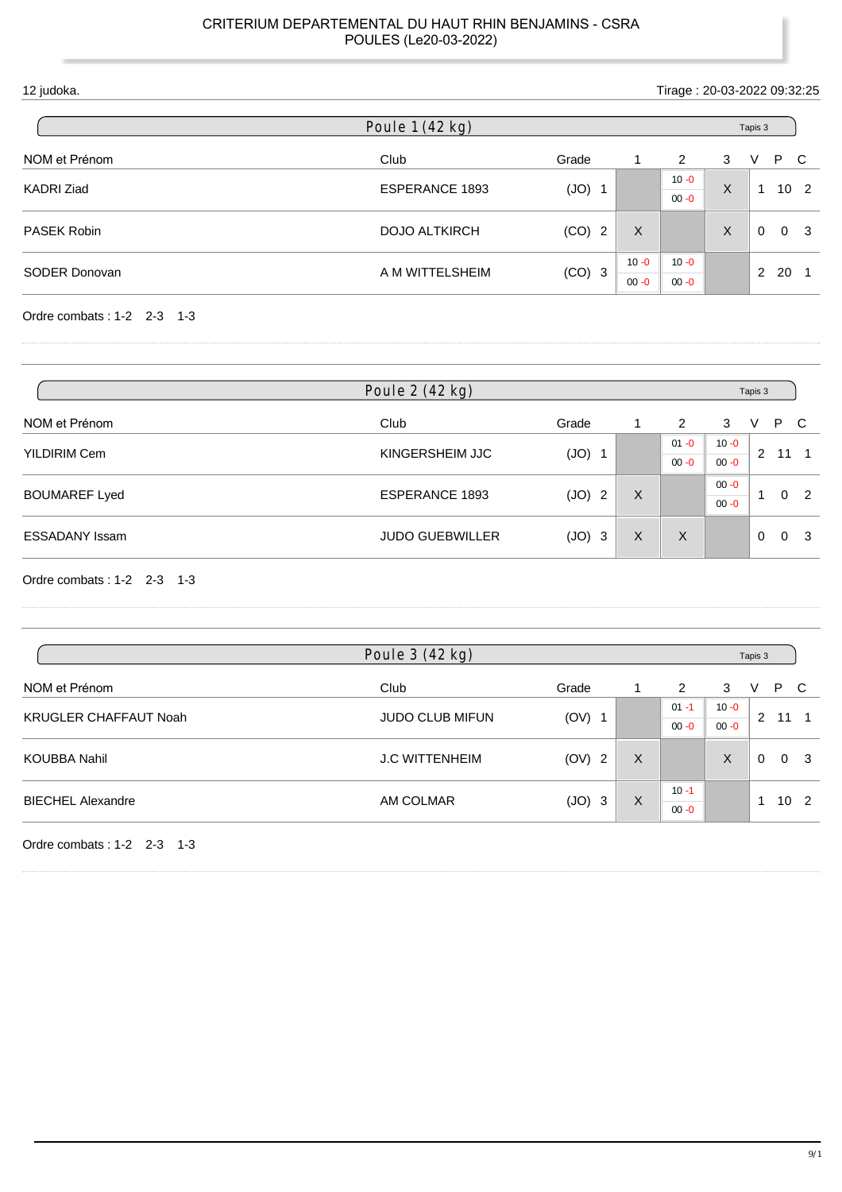CRITERIUM DEPARTEMENTAL DU HAUT RHIN BENJAMINS - CSRA
POULES (Le20-03-2022)

12 judoka. Tirage : 20-03-2022 09:32:25

## Poule 1 (42 kg) — Tapis 3

| NOM et Prénom | Club | Grade | | 1 | 2 | 3 | V | P | C |
|---|---|---|---|---|---|---|---|---|---|
| KADRI Ziad | ESPERANCE 1893 | (JO) | 1 | | 10 -0 / 00 -0 | X | 1 | 10 | 2 |
| PASEK Robin | DOJO ALTKIRCH | (CO) | 2 | X | | X | 0 | 0 | 3 |
| SODER Donovan | A M WITTELSHEIM | (CO) | 3 | 10 -0 / 00 -0 | 10 -0 / 00 -0 | | 2 | 20 | 1 |

Ordre combats : 1-2 2-3 1-3

## Poule 2 (42 kg) — Tapis 3

| NOM et Prénom | Club | Grade | | 1 | 2 | 3 | V | P | C |
|---|---|---|---|---|---|---|---|---|---|
| YILDIRIM Cem | KINGERSHEIM JJC | (JO) | 1 | | 01 -0 / 00 -0 | 10 -0 / 00 -0 | 2 | 11 | 1 |
| BOUMAREF Lyed | ESPERANCE 1893 | (JO) | 2 | X | | 00 -0 / 00 -0 | 1 | 0 | 2 |
| ESSADANY Issam | JUDO GUEBWILLER | (JO) | 3 | X | X | | 0 | 0 | 3 |

Ordre combats : 1-2 2-3 1-3

## Poule 3 (42 kg) — Tapis 3

| NOM et Prénom | Club | Grade | | 1 | 2 | 3 | V | P | C |
|---|---|---|---|---|---|---|---|---|---|
| KRUGLER CHAFFAUT Noah | JUDO CLUB MIFUN | (OV) | 1 | | 01 -1 / 00 -0 | 10 -0 / 00 -0 | 2 | 11 | 1 |
| KOUBBA Nahil | J.C WITTENHEIM | (OV) | 2 | X | | X | 0 | 0 | 3 |
| BIECHEL Alexandre | AM COLMAR | (JO) | 3 | X | 10 -1 / 00 -0 | | 1 | 10 | 2 |

Ordre combats : 1-2 2-3 1-3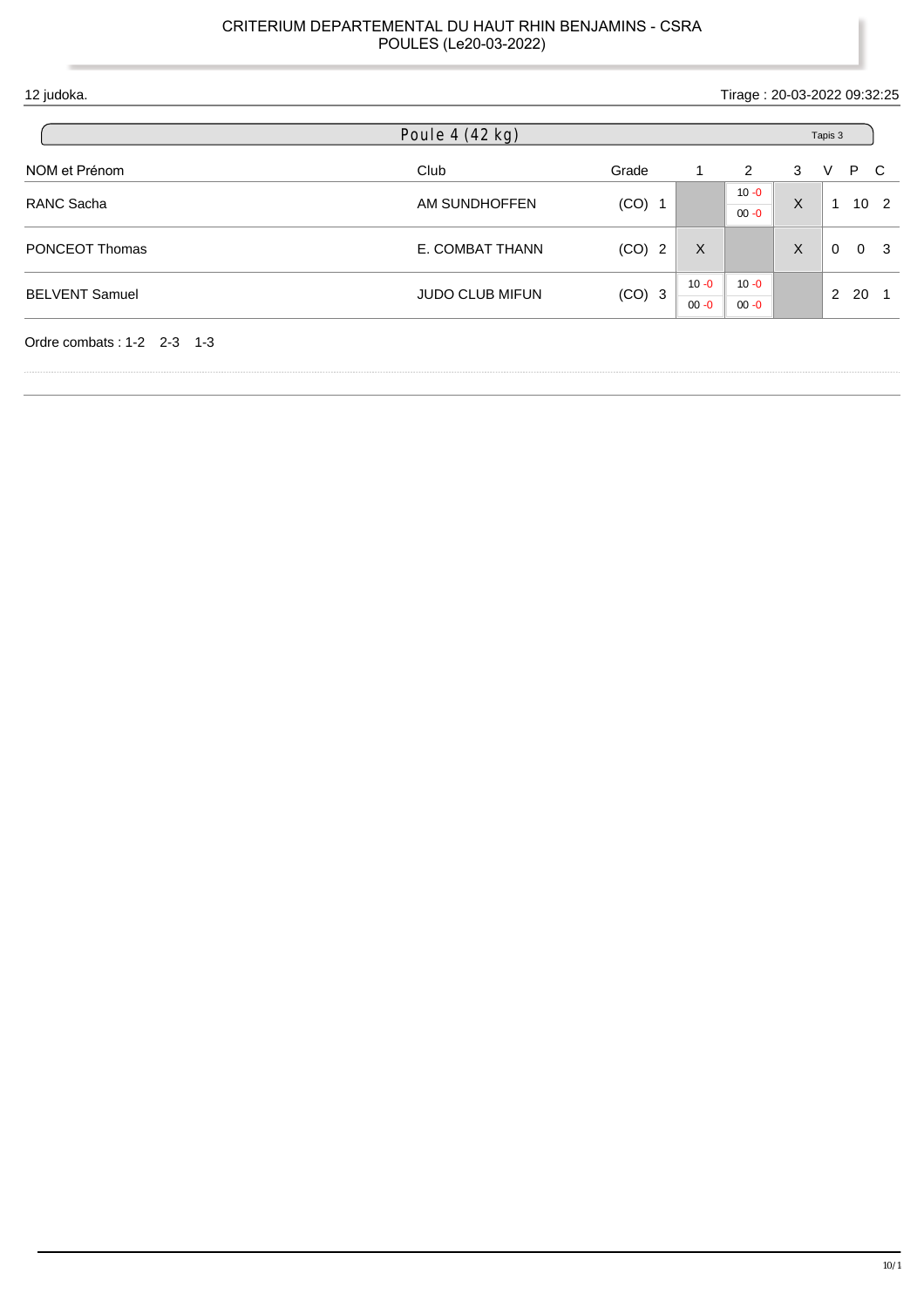CRITERIUM DEPARTEMENTAL DU HAUT RHIN BENJAMINS - CSRA
POULES (Le20-03-2022)

12 judoka. Tirage : 20-03-2022 09:32:25

## Poule 4 (42 kg) — Tapis 3

| NOM et Prénom | Club | Grade | | 1 | 2 | 3 | V | P | C |
|---|---|---|---|---|---|---|---|---|---|
| RANC Sacha | AM SUNDHOFFEN | (CO) | 1 | | 10 -0 / 00 -0 | X | 1 | 10 | 2 |
| PONCEOT Thomas | E. COMBAT THANN | (CO) | 2 | X | | X | 0 | 0 | 3 |
| BELVENT Samuel | JUDO CLUB MIFUN | (CO) | 3 | 10 -0 / 00 -0 | 10 -0 / 00 -0 | | 2 | 20 | 1 |

Ordre combats : 1-2 2-3 1-3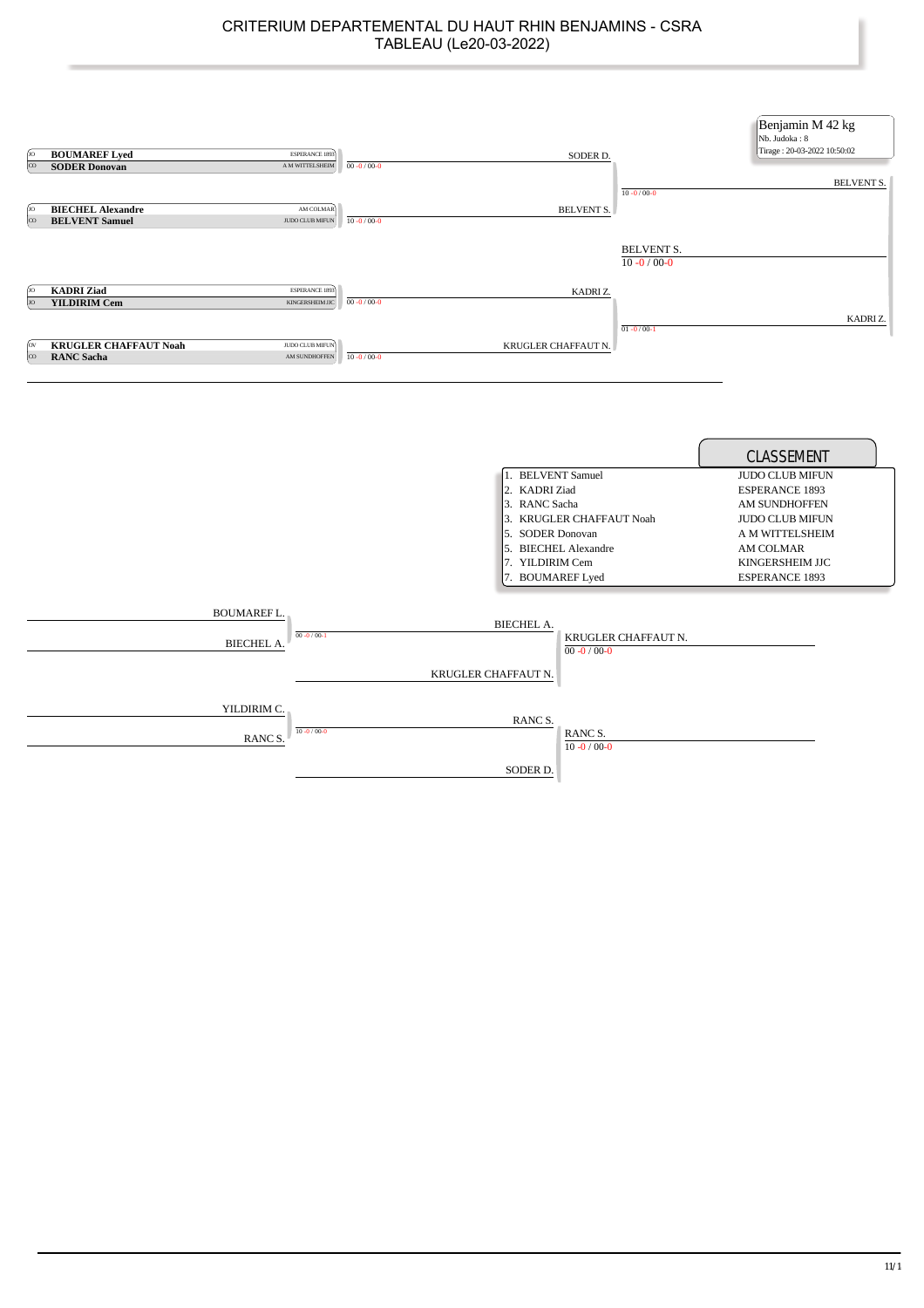# CRITERIUM DEPARTEMENTAL DU HAUT RHIN BENJAMINS - CSRA

## TABLEAU (Le20-03-2022)

**Benjamin M 42 kg**
Nb. Judoka : 8
Tirage : 20-03-2022 10:50:02

### Tableau principal

| Grade | Judoka | Club | Score | Vainqueur |
|---|---|---|---|---|
| JO | **BOUMAREF Lyed** | ESPERANCE 1893 | | |
| CO | **SODER Donovan** | A M WITTELSHEIM | 00 -0 / 00-0 | SODER D. |
| JO | **BIECHEL Alexandre** | AM COLMAR | | |
| CO | **BELVENT Samuel** | JUDO CLUB MIFUN | 10 -0 / 00-0 | BELVENT S. |
| JO | **KADRI Ziad** | ESPERANCE 1893 | | |
| JO | **YILDIRIM Cem** | KINGERSHEIM JJC | 00 -0 / 00-0 | KADRI Z. |
| OV | **KRUGLER CHAFFAUT Noah** | JUDO CLUB MIFUN | | |
| CO | **RANC Sacha** | AM SUNDHOFFEN | 10 -0 / 00-0 | KRUGLER CHAFFAUT N. |

Demi-finales :
- SODER D. / BELVENT S. : 10 -0 / 00-0 → BELVENT S.
- KADRI Z. / KRUGLER CHAFFAUT N. : 01 -0 / 00-1 → KADRI Z.

Finale : BELVENT S. / KADRI Z. : 10 -0 / 00-0 → BELVENT S.

### CLASSEMENT

| Place | Judoka | Club |
|---|---|---|
| 1. | BELVENT Samuel | JUDO CLUB MIFUN |
| 2. | KADRI Ziad | ESPERANCE 1893 |
| 3. | RANC Sacha | AM SUNDHOFFEN |
| 3. | KRUGLER CHAFFAUT Noah | JUDO CLUB MIFUN |
| 5. | SODER Donovan | A M WITTELSHEIM |
| 5. | BIECHEL Alexandre | AM COLMAR |
| 7. | YILDIRIM Cem | KINGERSHEIM JJC |
| 7. | BOUMAREF Lyed | ESPERANCE 1893 |

### Repêchages

- BOUMAREF L. / BIECHEL A. : 00 -0 / 00-1 → BIECHEL A.
- BIECHEL A. / KRUGLER CHAFFAUT N. : 00 -0 / 00-0 → KRUGLER CHAFFAUT N.
- YILDIRIM C. / RANC S. : 10 -0 / 00-0 → RANC S.
- RANC S. / SODER D. : 10 -0 / 00-0 → RANC S.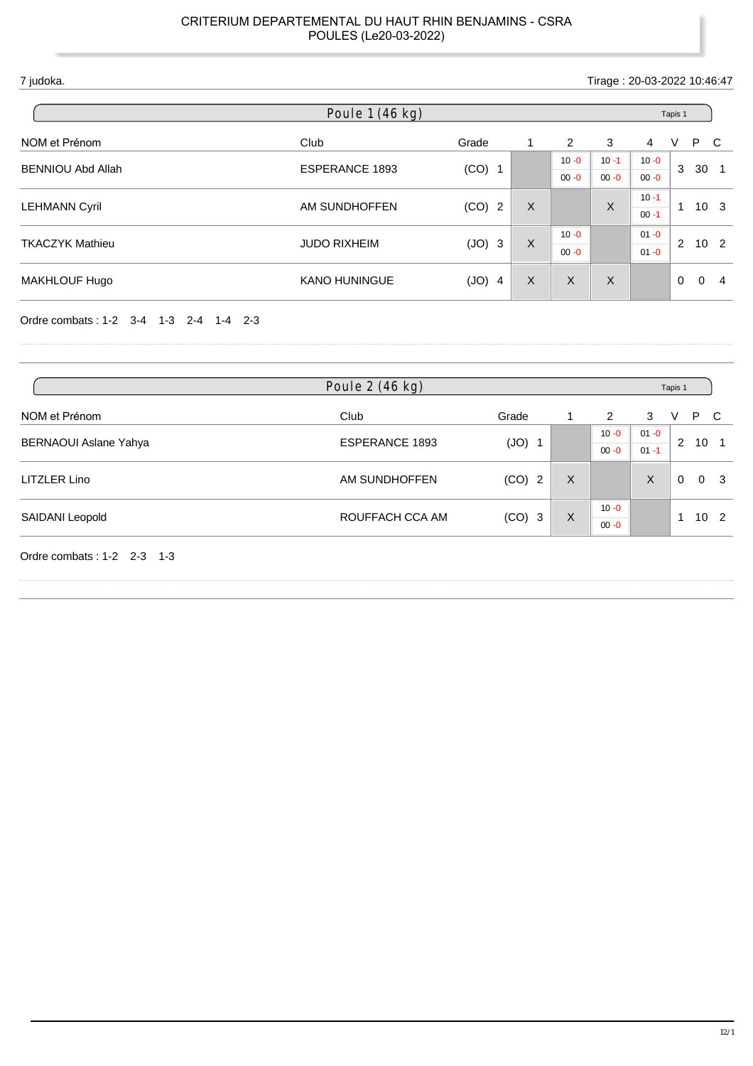CRITERIUM DEPARTEMENTAL DU HAUT RHIN BENJAMINS - CSRA
POULES (Le20-03-2022)

7 judoka. Tirage : 20-03-2022 10:46:47

## Poule 1 (46 kg) — Tapis 1

| NOM et Prénom | Club | Grade | | 1 | 2 | 3 | 4 | V | P | C |
|---|---|---|---|---|---|---|---|---|---|---|
| BENNIOU Abd Allah | ESPERANCE 1893 | (CO) | 1 | | 10 -0 / 00 -0 | 10 -1 / 00 -0 | 10 -0 / 00 -0 | 3 | 30 | 1 |
| LEHMANN Cyril | AM SUNDHOFFEN | (CO) | 2 | X | | X | 10 -1 / 00 -1 | 1 | 10 | 3 |
| TKACZYK Mathieu | JUDO RIXHEIM | (JO) | 3 | X | 10 -0 / 00 -0 | | 01 -0 / 01 -0 | 2 | 10 | 2 |
| MAKHLOUF Hugo | KANO HUNINGUE | (JO) | 4 | X | X | X | | 0 | 0 | 4 |

Ordre combats : 1-2 3-4 1-3 2-4 1-4 2-3

## Poule 2 (46 kg) — Tapis 1

| NOM et Prénom | Club | Grade | | 1 | 2 | 3 | V | P | C |
|---|---|---|---|---|---|---|---|---|---|
| BERNAOUI Aslane Yahya | ESPERANCE 1893 | (JO) | 1 | | 10 -0 / 00 -0 | 01 -0 / 01 -1 | 2 | 10 | 1 |
| LITZLER Lino | AM SUNDHOFFEN | (CO) | 2 | X | | X | 0 | 0 | 3 |
| SAIDANI Leopold | ROUFFACH CCA AM | (CO) | 3 | X | 10 -0 / 00 -0 | | 1 | 10 | 2 |

Ordre combats : 1-2 2-3 1-3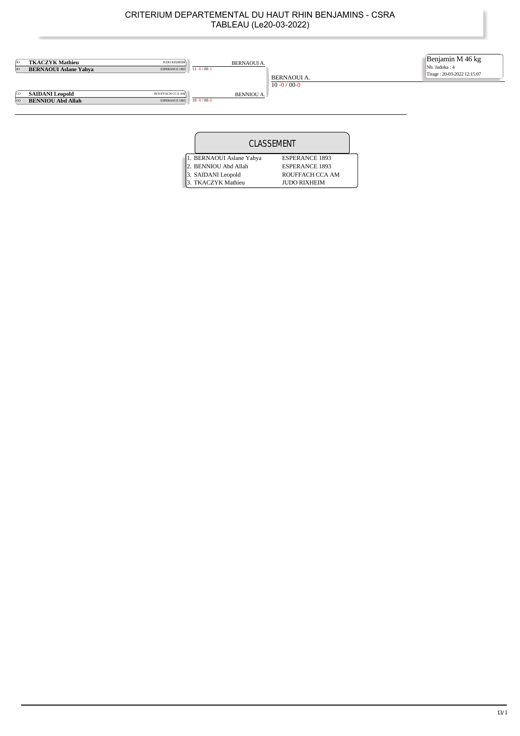# CRITERIUM DEPARTEMENTAL DU HAUT RHIN BENJAMINS - CSRA
TABLEAU (Le20-03-2022)

Benjamin M 46 kg
Nb. Judoka : 4
Tirage : 20-03-2022 12:15:07

| | | | | |
|---|---|---|---|---|
| JO | **TKACZYK Mathieu** | JUDO RIXHEIM | | |
| JO | **BERNAOUI Aslane Yahya** | ESPERANCE 1893 | BERNAOUI A. 11 -0 / 00-1 | |
| | | | | BERNAOUI A. 10 -0 / 00-0 |
| CO | **SAIDANI Leopold** | ROUFFACH CCA AM | | |
| CO | **BENNIOU Abd Allah** | ESPERANCE 1893 | BENNIOU A. 10 -0 / 00-0 | |

## CLASSEMENT

| | |
|---|---|
| 1. BERNAOUI Aslane Yahya | ESPERANCE 1893 |
| 2. BENNIOU Abd Allah | ESPERANCE 1893 |
| 3. SAIDANI Leopold | ROUFFACH CCA AM |
| 3. TKACZYK Mathieu | JUDO RIXHEIM |